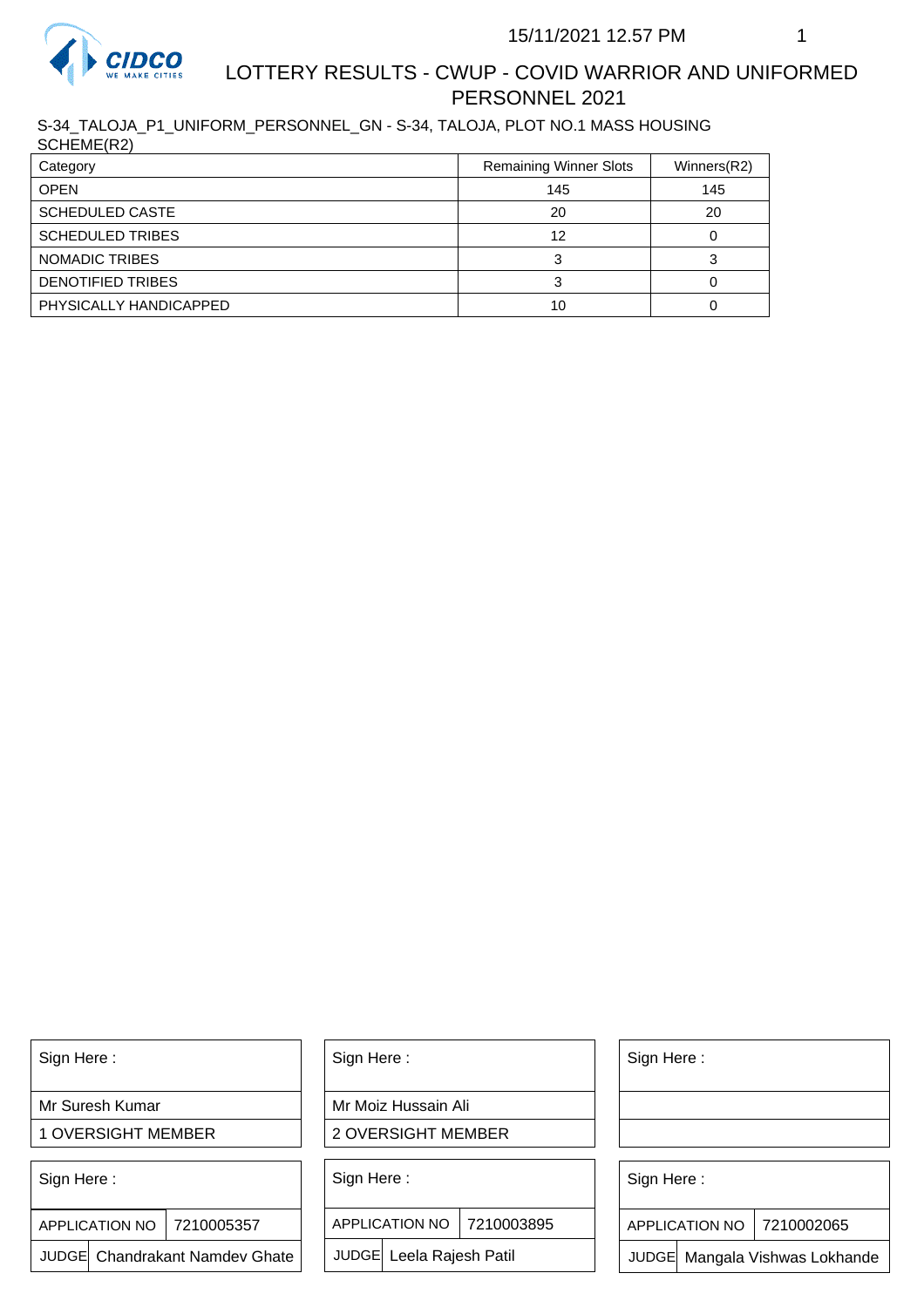15/11/2021 12.57 PM

# LOTTERY RESULTS - CWUP - COVID WARRIOR AND UNIFORMED PERSONNEL 2021

S-34_TALOJA_P1_UNIFORM_PERSONNEL_GN - S-34, TALOJA, PLOT NO.1 MASS HOUSING SCHEME(R2)

| Category | Remaining Winner Slots | Winners(R2) |
|---|---|---|
| OPEN | 145 | 145 |
| SCHEDULED CASTE | 20 | 20 |
| SCHEDULED TRIBES | 12 | 0 |
| NOMADIC TRIBES | 3 | 3 |
| DENOTIFIED TRIBES | 3 | 0 |
| PHYSICALLY HANDICAPPED | 10 | 0 |

| Sign Here : | Sign Here : | Sign Here : |
|---|---|---|
| Mr Suresh Kumar | Mr Moiz Hussain Ali | |
| 1 OVERSIGHT MEMBER | 2 OVERSIGHT MEMBER | |

| Sign Here : | | Sign Here : | | Sign Here : | |
|---|---|---|---|---|---|
| APPLICATION NO | 7210005357 | APPLICATION NO | 7210003895 | APPLICATION NO | 7210002065 |
| JUDGE | Chandrakant Namdev Ghate | JUDGE | Leela Rajesh Patil | JUDGE | Mangala Vishwas Lokhande |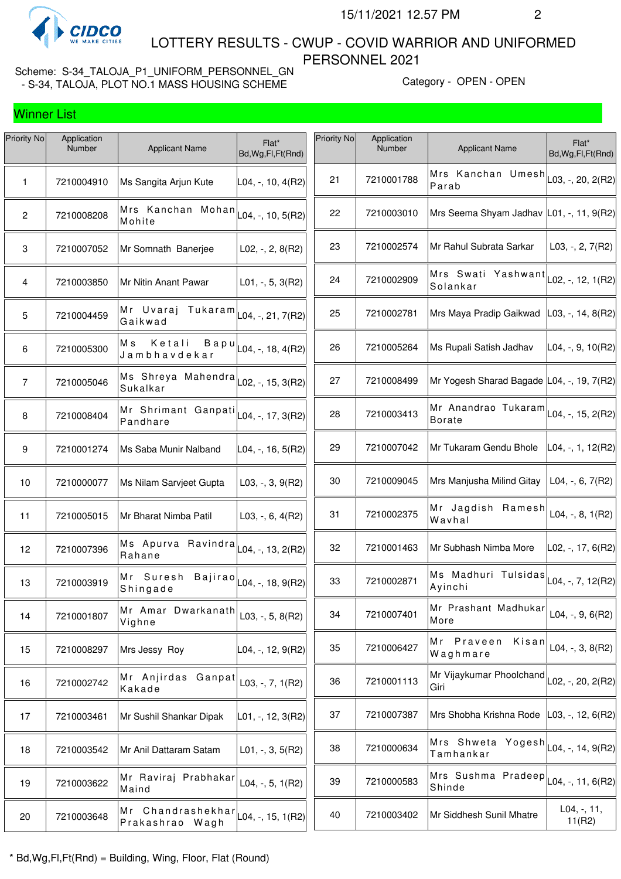# LOTTERY RESULTS - CWUP - COVID WARRIOR AND UNIFORMED PERSONNEL 2021

15/11/2021 12.57 PM

Scheme: S-34_TALOJA_P1_UNIFORM_PERSONNEL_GN - S-34, TALOJA, PLOT NO.1 MASS HOUSING SCHEME

Category - OPEN - OPEN

## Winner List

| Priority No | Application Number | Applicant Name | Flat* Bd,Wg,Fl,Ft(Rnd) |
|---|---|---|---|
| 1 | 7210004910 | Ms Sangita Arjun Kute | L04, -, 10, 4(R2) |
| 2 | 7210008208 | Mrs Kanchan Mohan Mohite | L04, -, 10, 5(R2) |
| 3 | 7210007052 | Mr Somnath Banerjee | L02, -, 2, 8(R2) |
| 4 | 7210003850 | Mr Nitin Anant Pawar | L01, -, 5, 3(R2) |
| 5 | 7210004459 | Mr Uvaraj Tukaram Gaikwad | L04, -, 21, 7(R2) |
| 6 | 7210005300 | Ms Ketali Bapu Jambhavdekar | L04, -, 18, 4(R2) |
| 7 | 7210005046 | Ms Shreya Mahendra Sukalkar | L02, -, 15, 3(R2) |
| 8 | 7210008404 | Mr Shrimant Ganpati Pandhare | L04, -, 17, 3(R2) |
| 9 | 7210001274 | Ms Saba Munir Nalband | L04, -, 16, 5(R2) |
| 10 | 7210000077 | Ms Nilam Sarvjeet Gupta | L03, -, 3, 9(R2) |
| 11 | 7210005015 | Mr Bharat Nimba Patil | L03, -, 6, 4(R2) |
| 12 | 7210007396 | Ms Apurva Ravindra Rahane | L04, -, 13, 2(R2) |
| 13 | 7210003919 | Mr Suresh Bajirao Shingade | L04, -, 18, 9(R2) |
| 14 | 7210001807 | Mr Amar Dwarkanath Vighne | L03, -, 5, 8(R2) |
| 15 | 7210008297 | Mrs Jessy Roy | L04, -, 12, 9(R2) |
| 16 | 7210002742 | Mr Anjirdas Ganpat Kakade | L03, -, 7, 1(R2) |
| 17 | 7210003461 | Mr Sushil Shankar Dipak | L01, -, 12, 3(R2) |
| 18 | 7210003542 | Mr Anil Dattaram Satam | L01, -, 3, 5(R2) |
| 19 | 7210003622 | Mr Raviraj Prabhakar Maind | L04, -, 5, 1(R2) |
| 20 | 7210003648 | Mr Chandrashekhar Prakashrao Wagh | L04, -, 15, 1(R2) |
| 21 | 7210001788 | Mrs Kanchan Umesh Parab | L03, -, 20, 2(R2) |
| 22 | 7210003010 | Mrs Seema Shyam Jadhav | L01, -, 11, 9(R2) |
| 23 | 7210002574 | Mr Rahul Subrata Sarkar | L03, -, 2, 7(R2) |
| 24 | 7210002909 | Mrs Swati Yashwant Solankar | L02, -, 12, 1(R2) |
| 25 | 7210002781 | Mrs Maya Pradip Gaikwad | L03, -, 14, 8(R2) |
| 26 | 7210005264 | Ms Rupali Satish Jadhav | L04, -, 9, 10(R2) |
| 27 | 7210008499 | Mr Yogesh Sharad Bagade | L04, -, 19, 7(R2) |
| 28 | 7210003413 | Mr Anandrao Tukaram Borate | L04, -, 15, 2(R2) |
| 29 | 7210007042 | Mr Tukaram Gendu Bhole | L04, -, 1, 12(R2) |
| 30 | 7210009045 | Mrs Manjusha Milind Gitay | L04, -, 6, 7(R2) |
| 31 | 7210002375 | Mr Jagdish Ramesh Wavhal | L04, -, 8, 1(R2) |
| 32 | 7210001463 | Mr Subhash Nimba More | L02, -, 17, 6(R2) |
| 33 | 7210002871 | Ms Madhuri Tulsidas Ayinchi | L04, -, 7, 12(R2) |
| 34 | 7210007401 | Mr Prashant Madhukar More | L04, -, 9, 6(R2) |
| 35 | 7210006427 | Mr Praveen Kisan Waghmare | L04, -, 3, 8(R2) |
| 36 | 7210001113 | Mr Vijaykumar Phoolchand Giri | L02, -, 20, 2(R2) |
| 37 | 7210007387 | Mrs Shobha Krishna Rode | L03, -, 12, 6(R2) |
| 38 | 7210000634 | Mrs Shweta Yogesh Tamhankar | L04, -, 14, 9(R2) |
| 39 | 7210000583 | Mrs Sushma Pradeep Shinde | L04, -, 11, 6(R2) |
| 40 | 7210003402 | Mr Siddhesh Sunil Mhatre | L04, -, 11, 11(R2) |

\* Bd,Wg,Fl,Ft(Rnd) = Building, Wing, Floor, Flat (Round)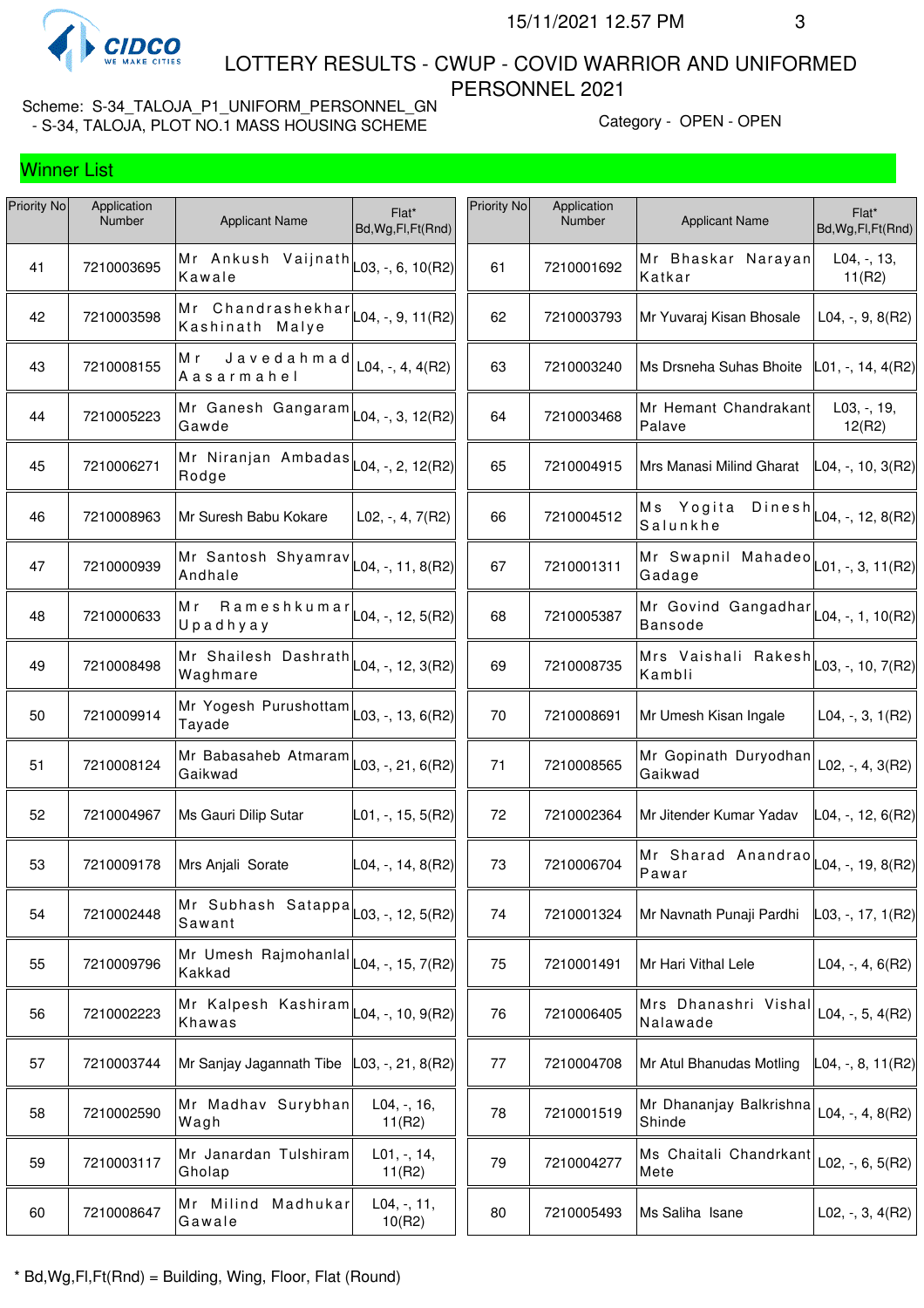# LOTTERY RESULTS - CWUP - COVID WARRIOR AND UNIFORMED PERSONNEL 2021

Scheme: S-34_TALOJA_P1_UNIFORM_PERSONNEL_GN - S-34, TALOJA, PLOT NO.1 MASS HOUSING SCHEME

Category - OPEN - OPEN

## Winner List

| Priority No | Application Number | Applicant Name | Flat* Bd,Wg,Fl,Ft(Rnd) |
|---|---|---|---|
| 41 | 7210003695 | Mr Ankush Vaijnath Kawale | L03, -, 6, 10(R2) |
| 42 | 7210003598 | Mr Chandrashekhar Kashinath Malye | L04, -, 9, 11(R2) |
| 43 | 7210008155 | Mr Javedahmad Aasarmahel | L04, -, 4, 4(R2) |
| 44 | 7210005223 | Mr Ganesh Gangaram Gawde | L04, -, 3, 12(R2) |
| 45 | 7210006271 | Mr Niranjan Ambadas Rodge | L04, -, 2, 12(R2) |
| 46 | 7210008963 | Mr Suresh Babu Kokare | L02, -, 4, 7(R2) |
| 47 | 7210000939 | Mr Santosh Shyamrav Andhale | L04, -, 11, 8(R2) |
| 48 | 7210000633 | Mr Rameshkumar Upadhyay | L04, -, 12, 5(R2) |
| 49 | 7210008498 | Mr Shailesh Dashrath Waghmare | L04, -, 12, 3(R2) |
| 50 | 7210009914 | Mr Yogesh Purushottam Tayade | L03, -, 13, 6(R2) |
| 51 | 7210008124 | Mr Babasaheb Atmaram Gaikwad | L03, -, 21, 6(R2) |
| 52 | 7210004967 | Ms Gauri Dilip Sutar | L01, -, 15, 5(R2) |
| 53 | 7210009178 | Mrs Anjali Sorate | L04, -, 14, 8(R2) |
| 54 | 7210002448 | Mr Subhash Satappa Sawant | L03, -, 12, 5(R2) |
| 55 | 7210009796 | Mr Umesh Rajmohanlal Kakkad | L04, -, 15, 7(R2) |
| 56 | 7210002223 | Mr Kalpesh Kashiram Khawas | L04, -, 10, 9(R2) |
| 57 | 7210003744 | Mr Sanjay Jagannath Tibe | L03, -, 21, 8(R2) |
| 58 | 7210002590 | Mr Madhav Surybhan Wagh | L04, -, 16, 11(R2) |
| 59 | 7210003117 | Mr Janardan Tulshiram Gholap | L01, -, 14, 11(R2) |
| 60 | 7210008647 | Mr Milind Madhukar Gawale | L04, -, 11, 10(R2) |
| 61 | 7210001692 | Mr Bhaskar Narayan Katkar | L04, -, 13, 11(R2) |
| 62 | 7210003793 | Mr Yuvaraj Kisan Bhosale | L04, -, 9, 8(R2) |
| 63 | 7210003240 | Ms Drsneha Suhas Bhoite | L01, -, 14, 4(R2) |
| 64 | 7210003468 | Mr Hemant Chandrakant Palave | L03, -, 19, 12(R2) |
| 65 | 7210004915 | Mrs Manasi Milind Gharat | L04, -, 10, 3(R2) |
| 66 | 7210004512 | Ms Yogita Dinesh Salunkhe | L04, -, 12, 8(R2) |
| 67 | 7210001311 | Mr Swapnil Mahadeo Gadage | L01, -, 3, 11(R2) |
| 68 | 7210005387 | Mr Govind Gangadhar Bansode | L04, -, 1, 10(R2) |
| 69 | 7210008735 | Mrs Vaishali Rakesh Kambli | L03, -, 10, 7(R2) |
| 70 | 7210008691 | Mr Umesh Kisan Ingale | L04, -, 3, 1(R2) |
| 71 | 7210008565 | Mr Gopinath Duryodhan Gaikwad | L02, -, 4, 3(R2) |
| 72 | 7210002364 | Mr Jitender Kumar Yadav | L04, -, 12, 6(R2) |
| 73 | 7210006704 | Mr Sharad Anandrao Pawar | L04, -, 19, 8(R2) |
| 74 | 7210001324 | Mr Navnath Punaji Pardhi | L03, -, 17, 1(R2) |
| 75 | 7210001491 | Mr Hari Vithal Lele | L04, -, 4, 6(R2) |
| 76 | 7210006405 | Mrs Dhanashri Vishal Nalawade | L04, -, 5, 4(R2) |
| 77 | 7210004708 | Mr Atul Bhanudas Motling | L04, -, 8, 11(R2) |
| 78 | 7210001519 | Mr Dhananjay Balkrishna Shinde | L04, -, 4, 8(R2) |
| 79 | 7210004277 | Ms Chaitali Chandrkant Mete | L02, -, 6, 5(R2) |
| 80 | 7210005493 | Ms Saliha Isane | L02, -, 3, 4(R2) |

\* Bd,Wg,Fl,Ft(Rnd) = Building, Wing, Floor, Flat (Round)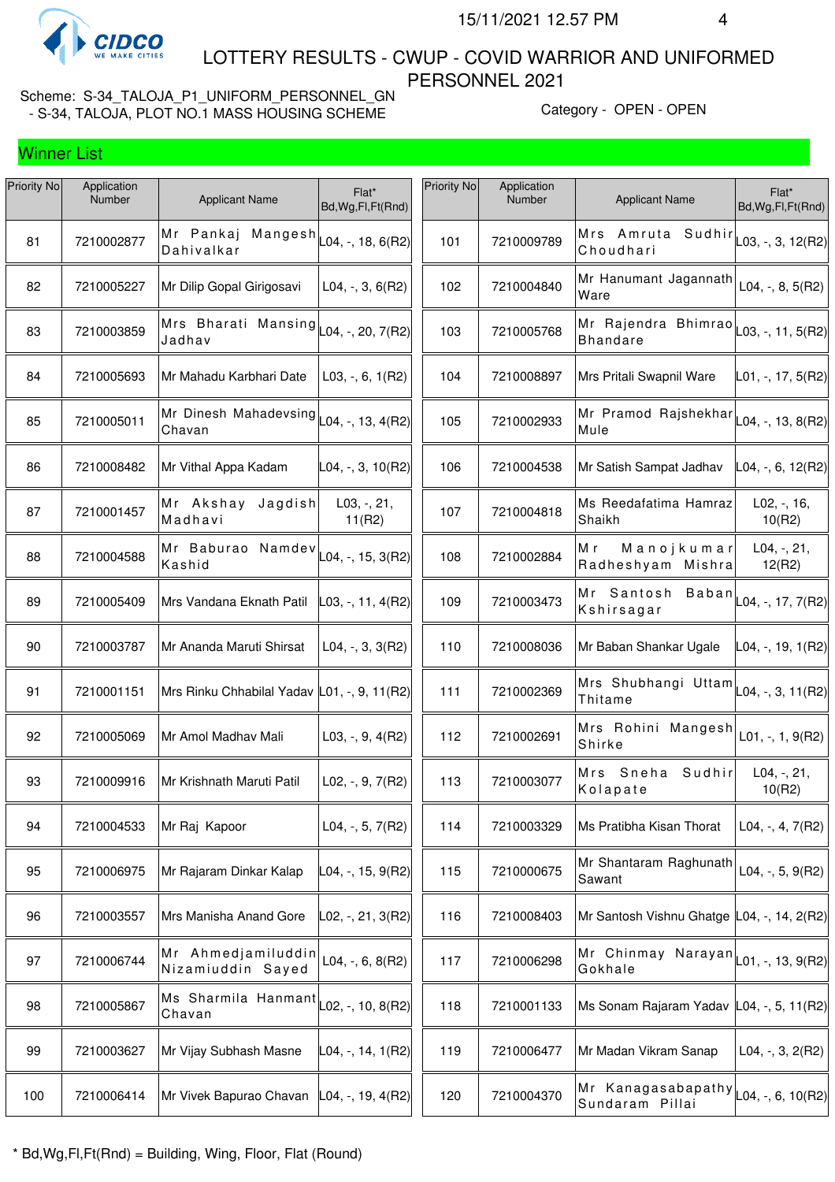LOTTERY RESULTS - CWUP - COVID WARRIOR AND UNIFORMED PERSONNEL 2021

Scheme: S-34_TALOJA_P1_UNIFORM_PERSONNEL_GN - S-34, TALOJA, PLOT NO.1 MASS HOUSING SCHEME

Category - OPEN - OPEN

## Winner List

| Priority No | Application Number | Applicant Name | Flat* Bd,Wg,Fl,Ft(Rnd) |
|---|---|---|---|
| 81 | 7210002877 | Mr Pankaj Mangesh Dahivalkar | L04, -, 18, 6(R2) |
| 82 | 7210005227 | Mr Dilip Gopal Girigosavi | L04, -, 3, 6(R2) |
| 83 | 7210003859 | Mrs Bharati Mansing Jadhav | L04, -, 20, 7(R2) |
| 84 | 7210005693 | Mr Mahadu Karbhari Date | L03, -, 6, 1(R2) |
| 85 | 7210005011 | Mr Dinesh Mahadevsing Chavan | L04, -, 13, 4(R2) |
| 86 | 7210008482 | Mr Vithal Appa Kadam | L04, -, 3, 10(R2) |
| 87 | 7210001457 | Mr Akshay Jagdish Madhavi | L03, -, 21, 11(R2) |
| 88 | 7210004588 | Mr Baburao Namdev Kashid | L04, -, 15, 3(R2) |
| 89 | 7210005409 | Mrs Vandana Eknath Patil | L03, -, 11, 4(R2) |
| 90 | 7210003787 | Mr Ananda Maruti Shirsat | L04, -, 3, 3(R2) |
| 91 | 7210001151 | Mrs Rinku Chhabilal Yadav | L01, -, 9, 11(R2) |
| 92 | 7210005069 | Mr Amol Madhav Mali | L03, -, 9, 4(R2) |
| 93 | 7210009916 | Mr Krishnath Maruti Patil | L02, -, 9, 7(R2) |
| 94 | 7210004533 | Mr Raj Kapoor | L04, -, 5, 7(R2) |
| 95 | 7210006975 | Mr Rajaram Dinkar Kalap | L04, -, 15, 9(R2) |
| 96 | 7210003557 | Mrs Manisha Anand Gore | L02, -, 21, 3(R2) |
| 97 | 7210006744 | Mr Ahmedjamiluddin Nizamiuddin Sayed | L04, -, 6, 8(R2) |
| 98 | 7210005867 | Ms Sharmila Hanmant Chavan | L02, -, 10, 8(R2) |
| 99 | 7210003627 | Mr Vijay Subhash Masne | L04, -, 14, 1(R2) |
| 100 | 7210006414 | Mr Vivek Bapurao Chavan | L04, -, 19, 4(R2) |
| 101 | 7210009789 | Mrs Amruta Sudhir Choudhari | L03, -, 3, 12(R2) |
| 102 | 7210004840 | Mr Hanumant Jagannath Ware | L04, -, 8, 5(R2) |
| 103 | 7210005768 | Mr Rajendra Bhimrao Bhandare | L03, -, 11, 5(R2) |
| 104 | 7210008897 | Mrs Pritali Swapnil Ware | L01, -, 17, 5(R2) |
| 105 | 7210002933 | Mr Pramod Rajshekhar Mule | L04, -, 13, 8(R2) |
| 106 | 7210004538 | Mr Satish Sampat Jadhav | L04, -, 6, 12(R2) |
| 107 | 7210004818 | Ms Reedafatima Hamraz Shaikh | L02, -, 16, 10(R2) |
| 108 | 7210002884 | Mr Manojkumar Radheshyam Mishra | L04, -, 21, 12(R2) |
| 109 | 7210003473 | Mr Santosh Baban Kshirsagar | L04, -, 17, 7(R2) |
| 110 | 7210008036 | Mr Baban Shankar Ugale | L04, -, 19, 1(R2) |
| 111 | 7210002369 | Mrs Shubhangi Uttam Thitame | L04, -, 3, 11(R2) |
| 112 | 7210002691 | Mrs Rohini Mangesh Shirke | L01, -, 1, 9(R2) |
| 113 | 7210003077 | Mrs Sneha Sudhir Kolapate | L04, -, 21, 10(R2) |
| 114 | 7210003329 | Ms Pratibha Kisan Thorat | L04, -, 4, 7(R2) |
| 115 | 7210000675 | Mr Shantaram Raghunath Sawant | L04, -, 5, 9(R2) |
| 116 | 7210008403 | Mr Santosh Vishnu Ghatge | L04, -, 14, 2(R2) |
| 117 | 7210006298 | Mr Chinmay Narayan Gokhale | L01, -, 13, 9(R2) |
| 118 | 7210001133 | Ms Sonam Rajaram Yadav | L04, -, 5, 11(R2) |
| 119 | 7210006477 | Mr Madan Vikram Sanap | L04, -, 3, 2(R2) |
| 120 | 7210004370 | Mr Kanagasabapathy Sundaram Pillai | L04, -, 6, 10(R2) |

\* Bd,Wg,Fl,Ft(Rnd) = Building, Wing, Floor, Flat (Round)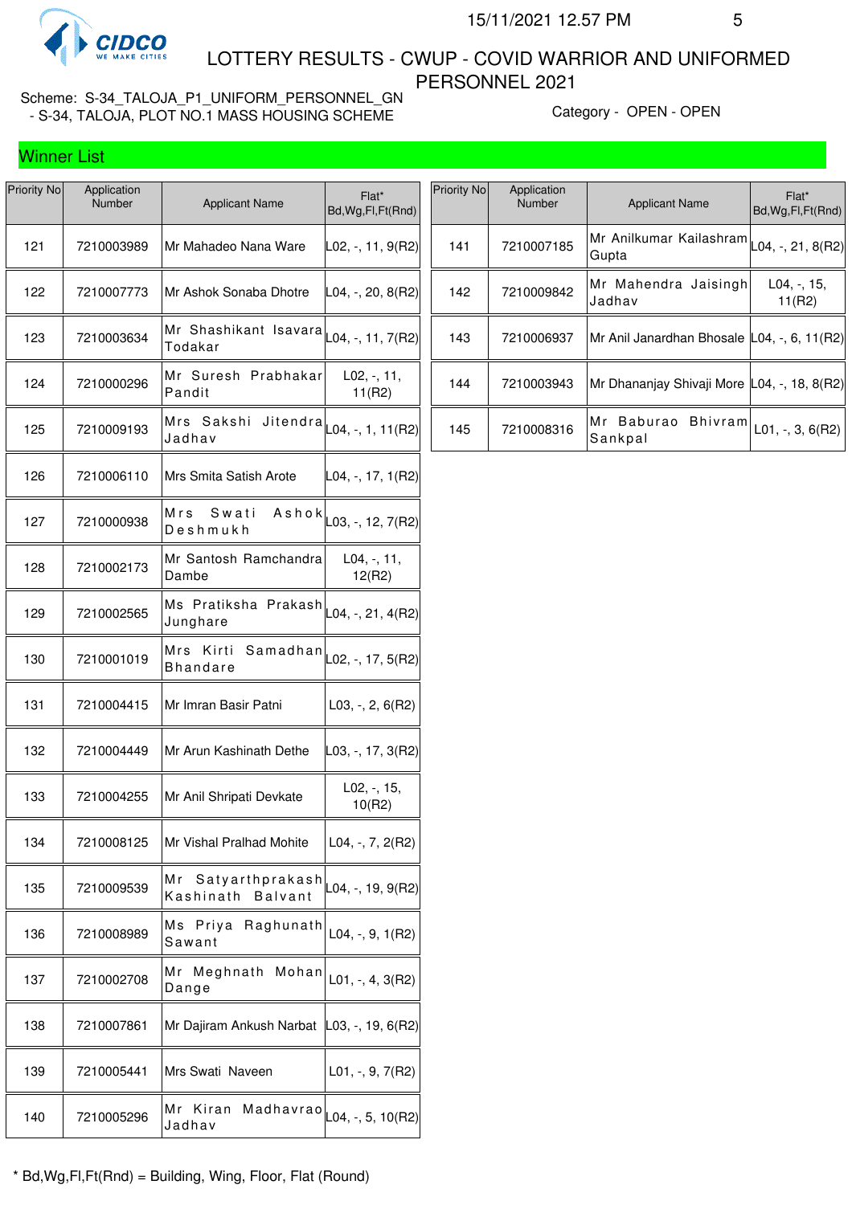# LOTTERY RESULTS - CWUP - COVID WARRIOR AND UNIFORMED PERSONNEL 2021

15/11/2021 12.57 PM

Scheme: S-34_TALOJA_P1_UNIFORM_PERSONNEL_GN - S-34, TALOJA, PLOT NO.1 MASS HOUSING SCHEME

Category - OPEN - OPEN

## Winner List

| Priority No | Application Number | Applicant Name | Flat* Bd,Wg,Fl,Ft(Rnd) |
|---|---|---|---|
| 121 | 7210003989 | Mr Mahadeo Nana Ware | L02, -, 11, 9(R2) |
| 122 | 7210007773 | Mr Ashok Sonaba Dhotre | L04, -, 20, 8(R2) |
| 123 | 7210003634 | Mr Shashikant Isavara Todakar | L04, -, 11, 7(R2) |
| 124 | 7210000296 | Mr Suresh Prabhakar Pandit | L02, -, 11, 11(R2) |
| 125 | 7210009193 | Mrs Sakshi Jitendra Jadhav | L04, -, 1, 11(R2) |
| 126 | 7210006110 | Mrs Smita Satish Arote | L04, -, 17, 1(R2) |
| 127 | 7210000938 | Mrs Swati Ashok Deshmukh | L03, -, 12, 7(R2) |
| 128 | 7210002173 | Mr Santosh Ramchandra Dambe | L04, -, 11, 12(R2) |
| 129 | 7210002565 | Ms Pratiksha Prakash Junghare | L04, -, 21, 4(R2) |
| 130 | 7210001019 | Mrs Kirti Samadhan Bhandare | L02, -, 17, 5(R2) |
| 131 | 7210004415 | Mr Imran Basir Patni | L03, -, 2, 6(R2) |
| 132 | 7210004449 | Mr Arun Kashinath Dethe | L03, -, 17, 3(R2) |
| 133 | 7210004255 | Mr Anil Shripati Devkate | L02, -, 15, 10(R2) |
| 134 | 7210008125 | Mr Vishal Pralhad Mohite | L04, -, 7, 2(R2) |
| 135 | 7210009539 | Mr Satyarthprakash Kashinath Balvant | L04, -, 19, 9(R2) |
| 136 | 7210008989 | Ms Priya Raghunath Sawant | L04, -, 9, 1(R2) |
| 137 | 7210002708 | Mr Meghnath Mohan Dange | L01, -, 4, 3(R2) |
| 138 | 7210007861 | Mr Dajiram Ankush Narbat | L03, -, 19, 6(R2) |
| 139 | 7210005441 | Mrs Swati Naveen | L01, -, 9, 7(R2) |
| 140 | 7210005296 | Mr Kiran Madhavrao Jadhav | L04, -, 5, 10(R2) |
| 141 | 7210007185 | Mr Anilkumar Kailashram Gupta | L04, -, 21, 8(R2) |
| 142 | 7210009842 | Mr Mahendra Jaisingh Jadhav | L04, -, 15, 11(R2) |
| 143 | 7210006937 | Mr Anil Janardhan Bhosale | L04, -, 6, 11(R2) |
| 144 | 7210003943 | Mr Dhananjay Shivaji More | L04, -, 18, 8(R2) |
| 145 | 7210008316 | Mr Baburao Bhivram Sankpal | L01, -, 3, 6(R2) |

\* Bd,Wg,Fl,Ft(Rnd) = Building, Wing, Floor, Flat (Round)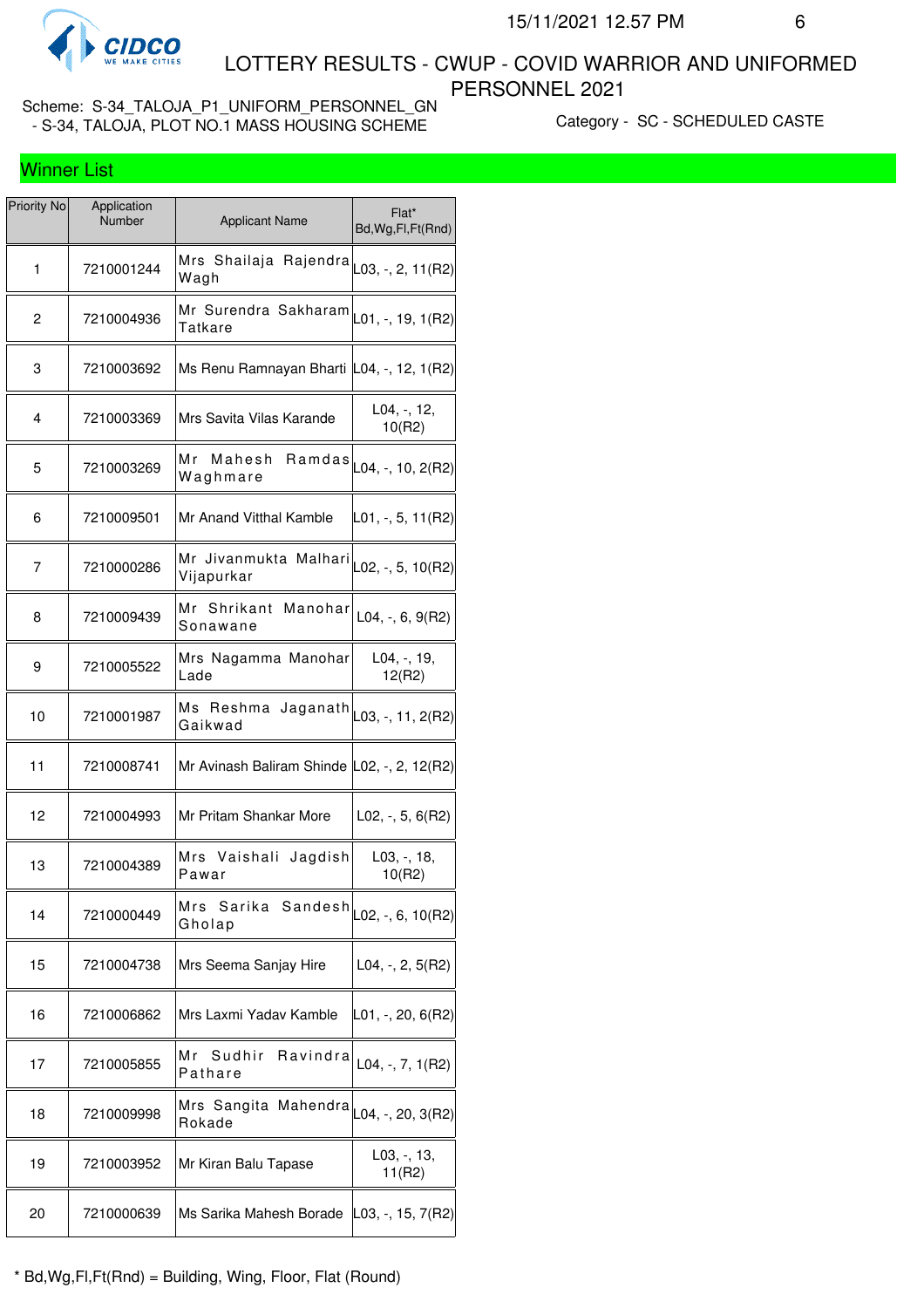# LOTTERY RESULTS - CWUP - COVID WARRIOR AND UNIFORMED PERSONNEL 2021

Scheme: S-34_TALOJA_P1_UNIFORM_PERSONNEL_GN - S-34, TALOJA, PLOT NO.1 MASS HOUSING SCHEME

Category - SC - SCHEDULED CASTE

## Winner List

| Priority No | Application Number | Applicant Name | Flat* Bd,Wg,Fl,Ft(Rnd) |
|---|---|---|---|
| 1 | 7210001244 | Mrs Shailaja Rajendra Wagh | L03, -, 2, 11(R2) |
| 2 | 7210004936 | Mr Surendra Sakharam Tatkare | L01, -, 19, 1(R2) |
| 3 | 7210003692 | Ms Renu Ramnayan Bharti | L04, -, 12, 1(R2) |
| 4 | 7210003369 | Mrs Savita Vilas Karande | L04, -, 12, 10(R2) |
| 5 | 7210003269 | Mr Mahesh Ramdas Waghmare | L04, -, 10, 2(R2) |
| 6 | 7210009501 | Mr Anand Vitthal Kamble | L01, -, 5, 11(R2) |
| 7 | 7210000286 | Mr Jivanmukta Malhari Vijapurkar | L02, -, 5, 10(R2) |
| 8 | 7210009439 | Mr Shrikant Manohar Sonawane | L04, -, 6, 9(R2) |
| 9 | 7210005522 | Mrs Nagamma Manohar Lade | L04, -, 19, 12(R2) |
| 10 | 7210001987 | Ms Reshma Jaganath Gaikwad | L03, -, 11, 2(R2) |
| 11 | 7210008741 | Mr Avinash Baliram Shinde | L02, -, 2, 12(R2) |
| 12 | 7210004993 | Mr Pritam Shankar More | L02, -, 5, 6(R2) |
| 13 | 7210004389 | Mrs Vaishali Jagdish Pawar | L03, -, 18, 10(R2) |
| 14 | 7210000449 | Mrs Sarika Sandesh Gholap | L02, -, 6, 10(R2) |
| 15 | 7210004738 | Mrs Seema Sanjay Hire | L04, -, 2, 5(R2) |
| 16 | 7210006862 | Mrs Laxmi Yadav Kamble | L01, -, 20, 6(R2) |
| 17 | 7210005855 | Mr Sudhir Ravindra Pathare | L04, -, 7, 1(R2) |
| 18 | 7210009998 | Mrs Sangita Mahendra Rokade | L04, -, 20, 3(R2) |
| 19 | 7210003952 | Mr Kiran Balu Tapase | L03, -, 13, 11(R2) |
| 20 | 7210000639 | Ms Sarika Mahesh Borade | L03, -, 15, 7(R2) |

* Bd,Wg,Fl,Ft(Rnd) = Building, Wing, Floor, Flat (Round)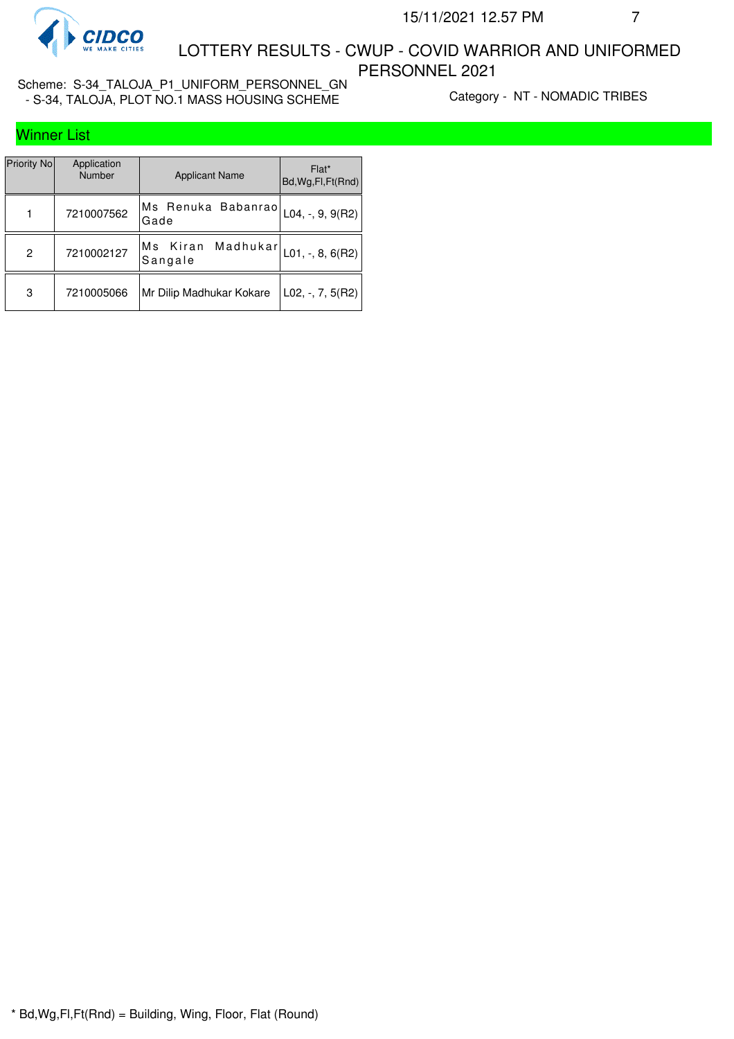# LOTTERY RESULTS - CWUP - COVID WARRIOR AND UNIFORMED PERSONNEL 2021

Scheme: S-34_TALOJA_P1_UNIFORM_PERSONNEL_GN - S-34, TALOJA, PLOT NO.1 MASS HOUSING SCHEME

Category - NT - NOMADIC TRIBES

## Winner List

| Priority No | Application Number | Applicant Name | Flat* Bd,Wg,Fl,Ft(Rnd) |
|---|---|---|---|
| 1 | 7210007562 | Ms Renuka Babanrao Gade | L04, -, 9, 9(R2) |
| 2 | 7210002127 | Ms Kiran Madhukar Sangale | L01, -, 8, 6(R2) |
| 3 | 7210005066 | Mr Dilip Madhukar Kokare | L02, -, 7, 5(R2) |

* Bd,Wg,Fl,Ft(Rnd) = Building, Wing, Floor, Flat (Round)